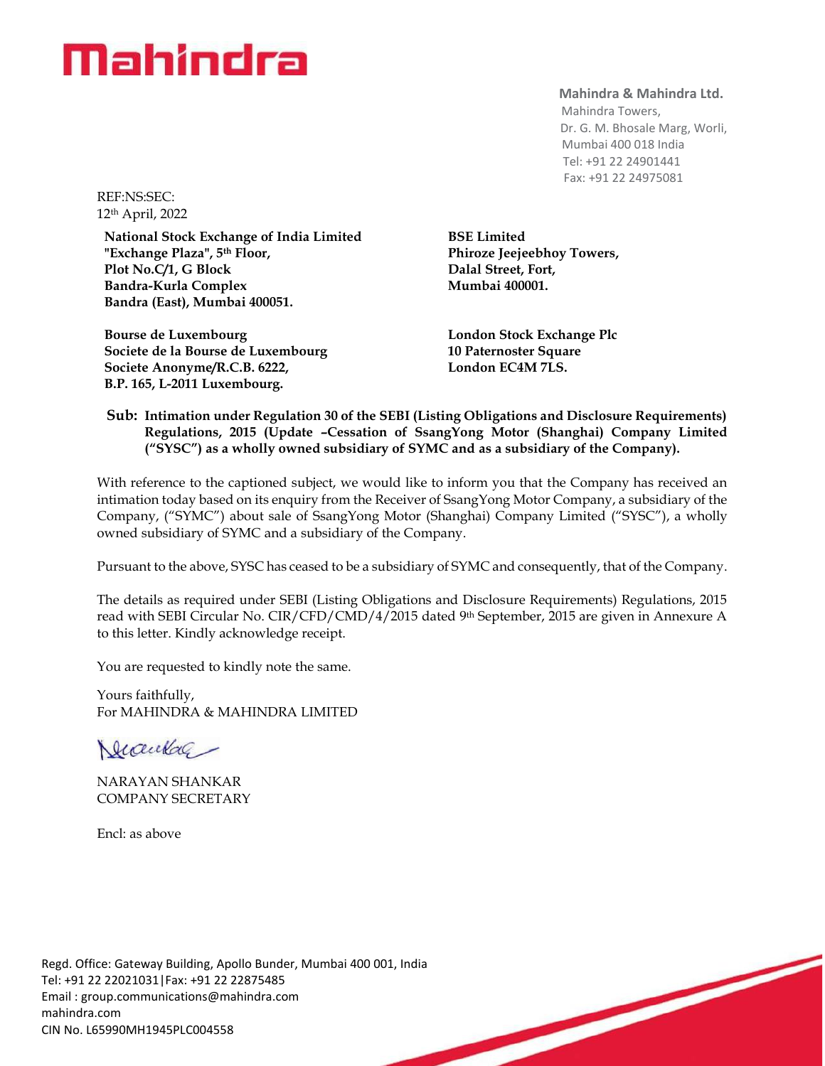# Mahindra

**Mahindra & Mahindra Ltd.**
Mahindra Towers,
Dr. G. M. Bhosale Marg, Worli,
Mumbai 400 018 India
Tel: +91 22 24901441
Fax: +91 22 24975081

REF:NS:SEC:
12th April, 2022

**National Stock Exchange of India Limited**
**"Exchange Plaza", 5th Floor,**
**Plot No.C/1, G Block**
**Bandra-Kurla Complex**
**Bandra (East), Mumbai 400051.**

**BSE Limited**
**Phiroze Jeejeebhoy Towers,**
**Dalal Street, Fort,**
**Mumbai 400001.**

**Bourse de Luxembourg**
**Societe de la Bourse de Luxembourg**
**Societe Anonyme/R.C.B. 6222,**
**B.P. 165, L-2011 Luxembourg.**

**London Stock Exchange Plc**
**10 Paternoster Square**
**London EC4M 7LS.**

**Sub: Intimation under Regulation 30 of the SEBI (Listing Obligations and Disclosure Requirements) Regulations, 2015 (Update –Cessation of SsangYong Motor (Shanghai) Company Limited ("SYSC") as a wholly owned subsidiary of SYMC and as a subsidiary of the Company).**

With reference to the captioned subject, we would like to inform you that the Company has received an intimation today based on its enquiry from the Receiver of SsangYong Motor Company, a subsidiary of the Company, ("SYMC") about sale of SsangYong Motor (Shanghai) Company Limited ("SYSC"), a wholly owned subsidiary of SYMC and a subsidiary of the Company.

Pursuant to the above, SYSC has ceased to be a subsidiary of SYMC and consequently, that of the Company.

The details as required under SEBI (Listing Obligations and Disclosure Requirements) Regulations, 2015 read with SEBI Circular No. CIR/CFD/CMD/4/2015 dated 9th September, 2015 are given in Annexure A to this letter. Kindly acknowledge receipt.

You are requested to kindly note the same.

Yours faithfully,
For MAHINDRA & MAHINDRA LIMITED

NARAYAN SHANKAR
COMPANY SECRETARY

Encl: as above

Regd. Office: Gateway Building, Apollo Bunder, Mumbai 400 001, India
Tel: +91 22 22021031|Fax: +91 22 22875485
Email : group.communications@mahindra.com
mahindra.com
CIN No. L65990MH1945PLC004558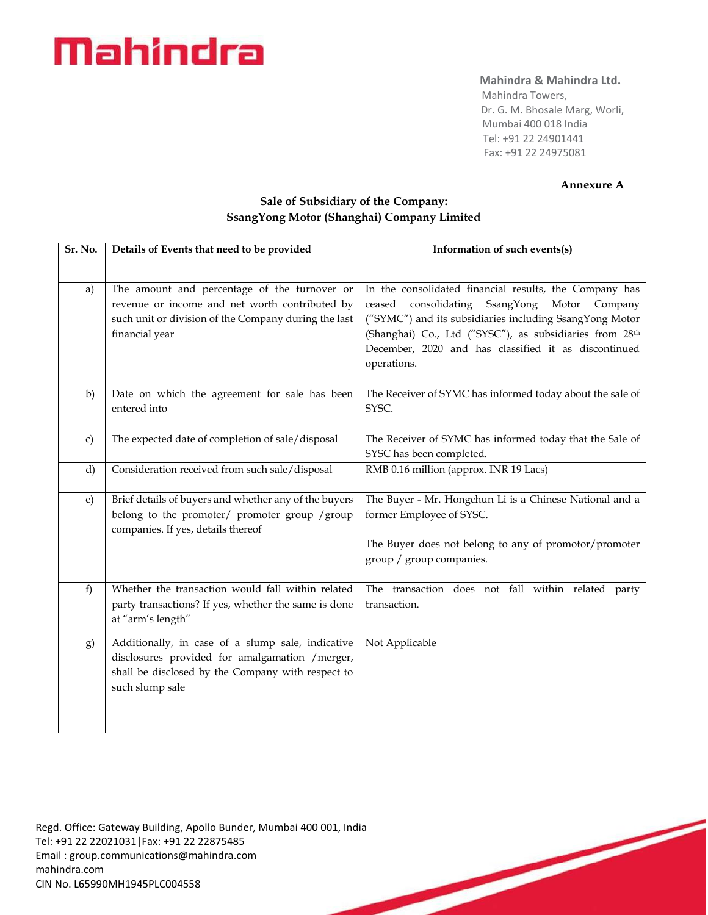Mahindra

**Mahindra & Mahindra Ltd.**
Mahindra Towers,
Dr. G. M. Bhosale Marg, Worli,
Mumbai 400 018 India
Tel: +91 22 24901441
Fax: +91 22 24975081

**Annexure A**

**Sale of Subsidiary of the Company:**
**SsangYong Motor (Shanghai) Company Limited**

| Sr. No. | Details of Events that need to be provided | Information of such events(s) |
|---|---|---|
| a) | The amount and percentage of the turnover or revenue or income and net worth contributed by such unit or division of the Company during the last financial year | In the consolidated financial results, the Company has ceased consolidating SsangYong Motor Company ("SYMC") and its subsidiaries including SsangYong Motor (Shanghai) Co., Ltd ("SYSC"), as subsidiaries from 28th December, 2020 and has classified it as discontinued operations. |
| b) | Date on which the agreement for sale has been entered into | The Receiver of SYMC has informed today about the sale of SYSC. |
| c) | The expected date of completion of sale/disposal | The Receiver of SYMC has informed today that the Sale of SYSC has been completed. |
| d) | Consideration received from such sale/disposal | RMB 0.16 million (approx. INR 19 Lacs) |
| e) | Brief details of buyers and whether any of the buyers belong to the promoter/ promoter group /group companies. If yes, details thereof | The Buyer - Mr. Hongchun Li is a Chinese National and a former Employee of SYSC.<br><br>The Buyer does not belong to any of promotor/promoter group / group companies. |
| f) | Whether the transaction would fall within related party transactions? If yes, whether the same is done at "arm's length" | The transaction does not fall within related party transaction. |
| g) | Additionally, in case of a slump sale, indicative disclosures provided for amalgamation /merger, shall be disclosed by the Company with respect to such slump sale | Not Applicable |

Regd. Office: Gateway Building, Apollo Bunder, Mumbai 400 001, India
Tel: +91 22 22021031|Fax: +91 22 22875485
Email : group.communications@mahindra.com
mahindra.com
CIN No. L65990MH1945PLC004558